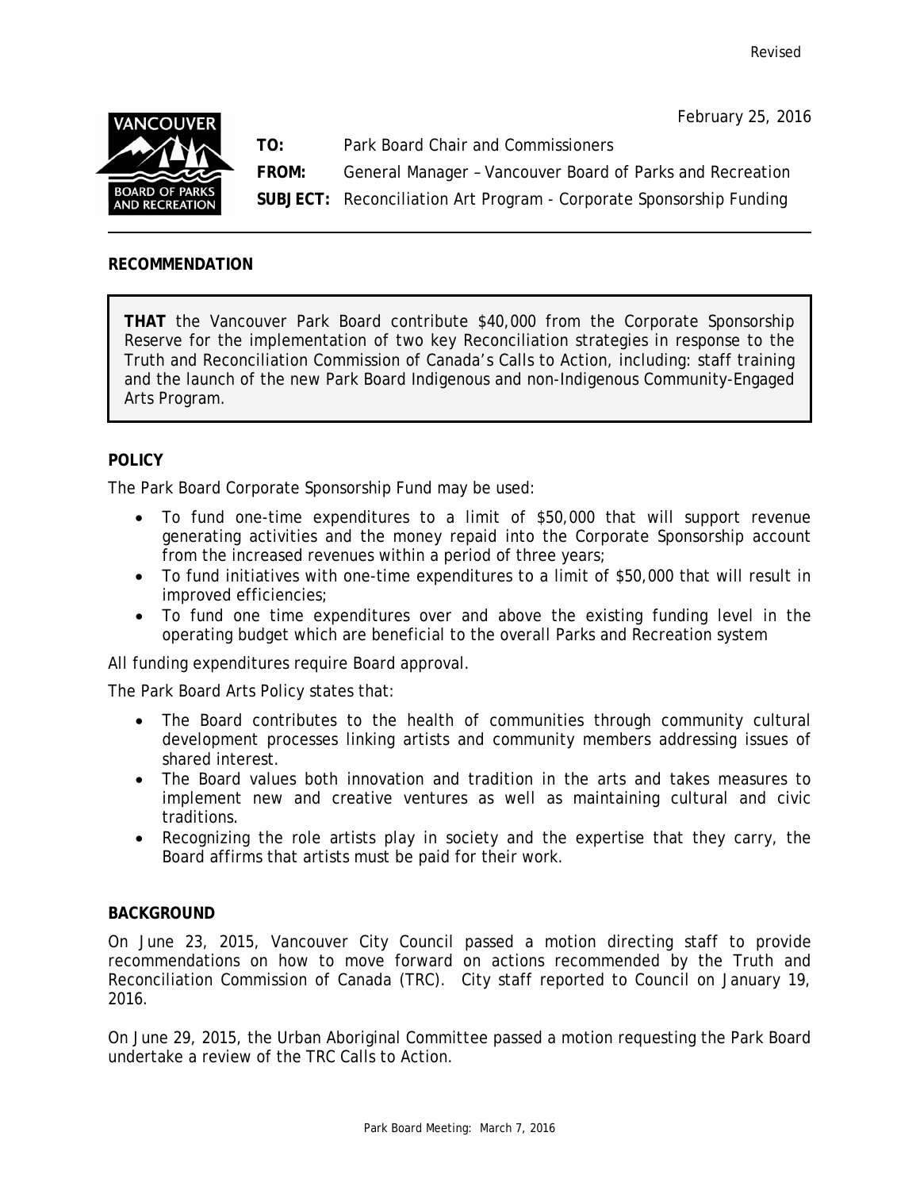Revised

February 25, 2016

**TO:** Park Board Chair and Commissioners

**FROM:** General Manager – Vancouver Board of Parks and Recreation

**SUBJECT:** Reconciliation Art Program - Corporate Sponsorship Funding

---

## RECOMMENDATION

**THAT** the Vancouver Park Board contribute $40,000 from the Corporate Sponsorship Reserve for the implementation of two key Reconciliation strategies in response to the Truth and Reconciliation Commission of Canada's Calls to Action, including: staff training and the launch of the new Park Board Indigenous and non-Indigenous Community-Engaged Arts Program.

## POLICY

The Park Board Corporate Sponsorship Fund may be used:

- To fund one-time expenditures to a limit of $50,000 that will support revenue generating activities and the money repaid into the Corporate Sponsorship account from the increased revenues within a period of three years;
- To fund initiatives with one-time expenditures to a limit of $50,000 that will result in improved efficiencies;
- To fund one time expenditures over and above the existing funding level in the operating budget which are beneficial to the overall Parks and Recreation system

All funding expenditures require Board approval.

The Park Board Arts Policy states that:

- The Board contributes to the health of communities through community cultural development processes linking artists and community members addressing issues of shared interest.
- The Board values both innovation and tradition in the arts and takes measures to implement new and creative ventures as well as maintaining cultural and civic traditions.
- Recognizing the role artists play in society and the expertise that they carry, the Board affirms that artists must be paid for their work.

## BACKGROUND

On June 23, 2015, Vancouver City Council passed a motion directing staff to provide recommendations on how to move forward on actions recommended by the Truth and Reconciliation Commission of Canada (TRC). City staff reported to Council on January 19, 2016.

On June 29, 2015, the Urban Aboriginal Committee passed a motion requesting the Park Board undertake a review of the TRC Calls to Action.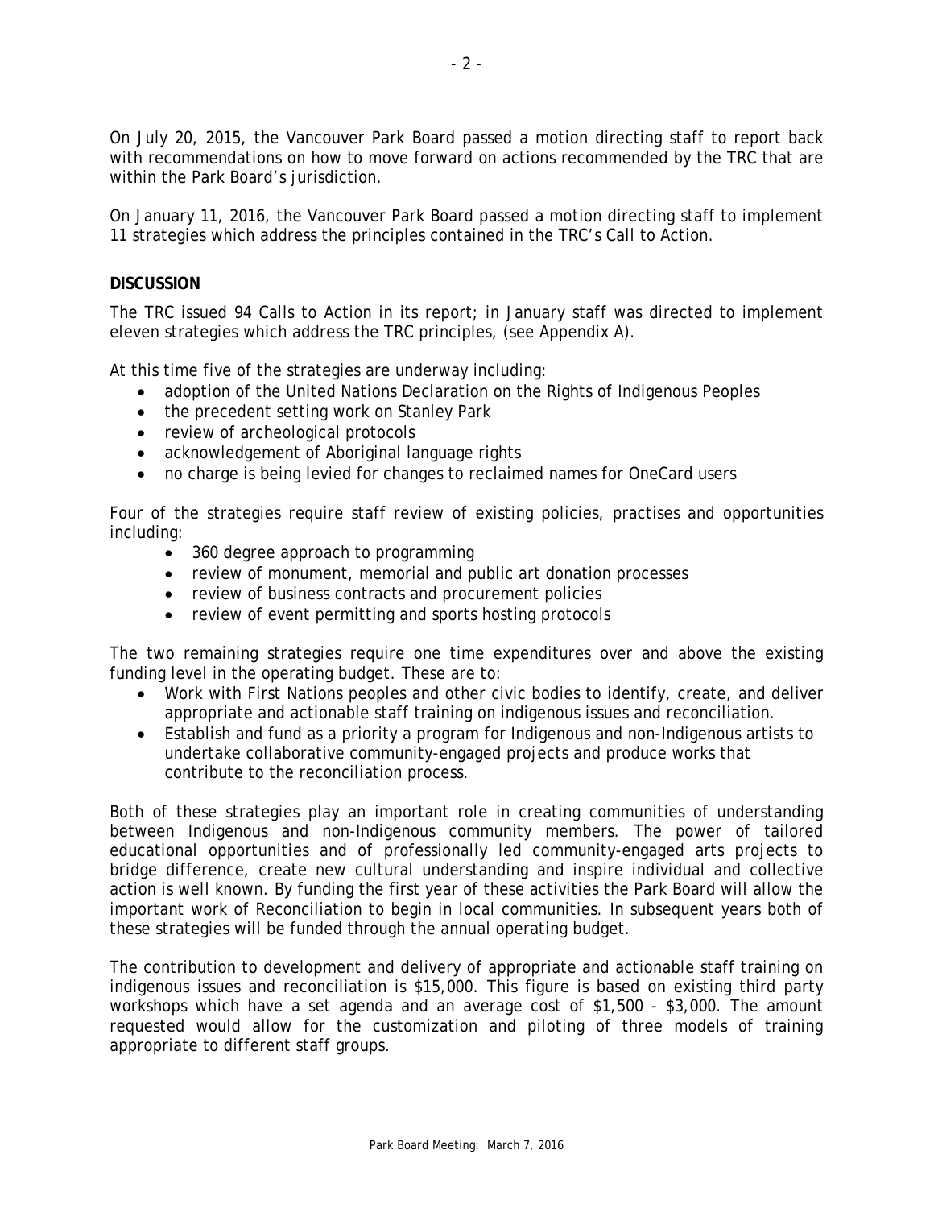On July 20, 2015, the Vancouver Park Board passed a motion directing staff to report back with recommendations on how to move forward on actions recommended by the TRC that are within the Park Board's jurisdiction.

On January 11, 2016, the Vancouver Park Board passed a motion directing staff to implement 11 strategies which address the principles contained in the TRC's Call to Action.

**DISCUSSION**

The TRC issued 94 Calls to Action in its report; in January staff was directed to implement eleven strategies which address the TRC principles, (see Appendix A).

At this time five of the strategies are underway including:

- adoption of the United Nations Declaration on the Rights of Indigenous Peoples
- the precedent setting work on Stanley Park
- review of archeological protocols
- acknowledgement of Aboriginal language rights
- no charge is being levied for changes to reclaimed names for OneCard users

Four of the strategies require staff review of existing policies, practises and opportunities including:

- 360 degree approach to programming
- review of monument, memorial and public art donation processes
- review of business contracts and procurement policies
- review of event permitting and sports hosting protocols

The two remaining strategies require one time expenditures over and above the existing funding level in the operating budget. These are to:

- Work with First Nations peoples and other civic bodies to identify, create, and deliver appropriate and actionable staff training on indigenous issues and reconciliation.
- Establish and fund as a priority a program for Indigenous and non-Indigenous artists to undertake collaborative community-engaged projects and produce works that contribute to the reconciliation process.

Both of these strategies play an important role in creating communities of understanding between Indigenous and non-Indigenous community members. The power of tailored educational opportunities and of professionally led community-engaged arts projects to bridge difference, create new cultural understanding and inspire individual and collective action is well known. By funding the first year of these activities the Park Board will allow the important work of Reconciliation to begin in local communities. In subsequent years both of these strategies will be funded through the annual operating budget.

The contribution to development and delivery of appropriate and actionable staff training on indigenous issues and reconciliation is $15,000. This figure is based on existing third party workshops which have a set agenda and an average cost of $1,500 - $3,000. The amount requested would allow for the customization and piloting of three models of training appropriate to different staff groups.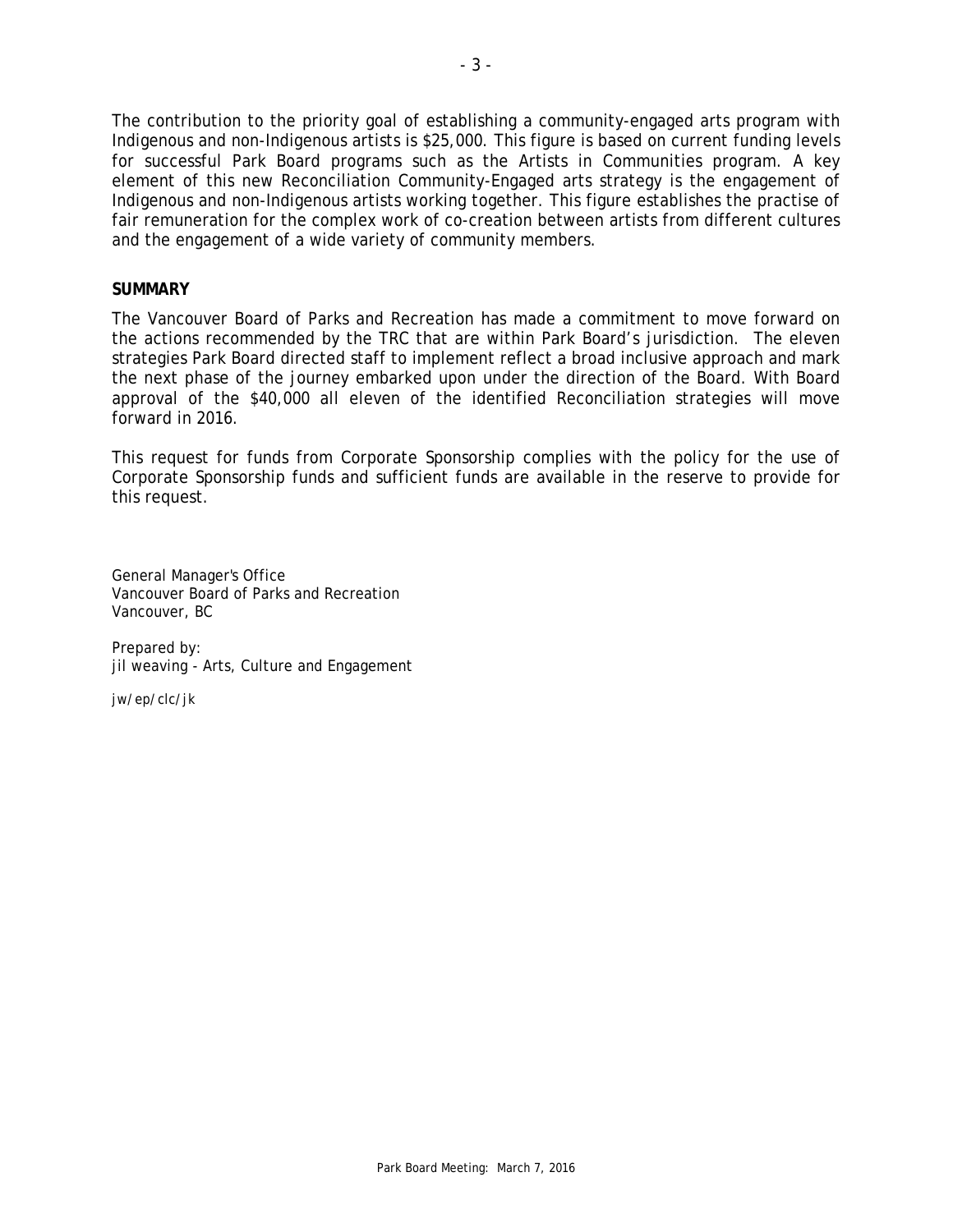The contribution to the priority goal of establishing a community-engaged arts program with Indigenous and non-Indigenous artists is $25,000. This figure is based on current funding levels for successful Park Board programs such as the Artists in Communities program. A key element of this new Reconciliation Community-Engaged arts strategy is the engagement of Indigenous and non-Indigenous artists working together. This figure establishes the practise of fair remuneration for the complex work of co-creation between artists from different cultures and the engagement of a wide variety of community members.

**SUMMARY**

The Vancouver Board of Parks and Recreation has made a commitment to move forward on the actions recommended by the TRC that are within Park Board's jurisdiction. The eleven strategies Park Board directed staff to implement reflect a broad inclusive approach and mark the next phase of the journey embarked upon under the direction of the Board. With Board approval of the $40,000 all eleven of the identified Reconciliation strategies will move forward in 2016.

This request for funds from Corporate Sponsorship complies with the policy for the use of Corporate Sponsorship funds and sufficient funds are available in the reserve to provide for this request.

General Manager's Office
Vancouver Board of Parks and Recreation
Vancouver, BC

Prepared by:
jil weaving - Arts, Culture and Engagement

jw/ep/clc/jk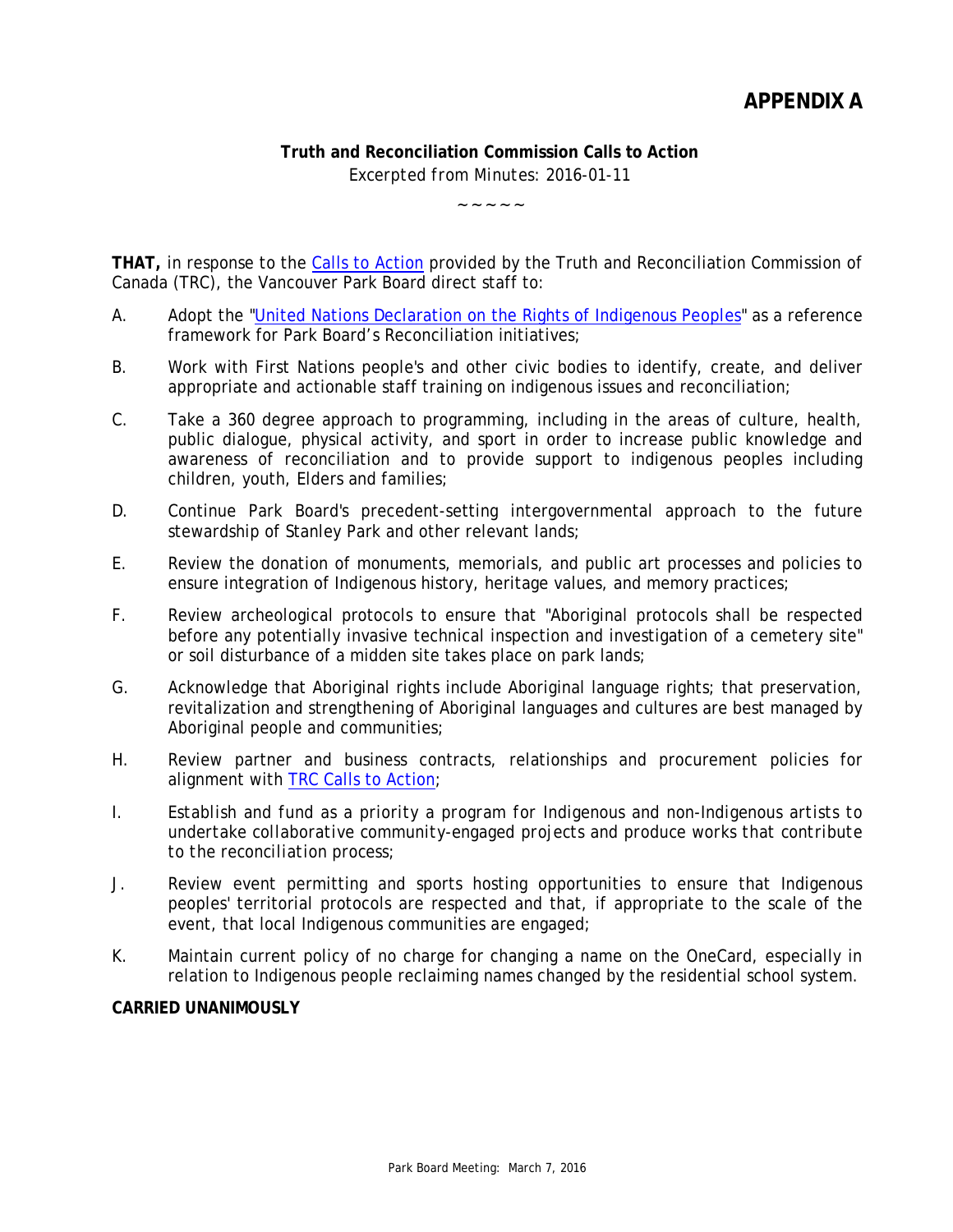# APPENDIX A

**Truth and Reconciliation Commission Calls to Action**

*Excerpted from Minutes: 2016-01-11*

~ ~ ~ ~ ~

**THAT,** in response to the Calls to Action provided by the Truth and Reconciliation Commission of Canada (TRC), the Vancouver Park Board direct staff to:

A. Adopt the "United Nations Declaration on the Rights of Indigenous Peoples" as a reference framework for Park Board's Reconciliation initiatives;

B. Work with First Nations people's and other civic bodies to identify, create, and deliver appropriate and actionable staff training on indigenous issues and reconciliation;

C. Take a 360 degree approach to programming, including in the areas of culture, health, public dialogue, physical activity, and sport in order to increase public knowledge and awareness of reconciliation and to provide support to indigenous peoples including children, youth, Elders and families;

D. Continue Park Board's precedent-setting intergovernmental approach to the future stewardship of Stanley Park and other relevant lands;

E. Review the donation of monuments, memorials, and public art processes and policies to ensure integration of Indigenous history, heritage values, and memory practices;

F. Review archeological protocols to ensure that "Aboriginal protocols shall be respected before any potentially invasive technical inspection and investigation of a cemetery site" or soil disturbance of a midden site takes place on park lands;

G. Acknowledge that Aboriginal rights include Aboriginal language rights; that preservation, revitalization and strengthening of Aboriginal languages and cultures are best managed by Aboriginal people and communities;

H. Review partner and business contracts, relationships and procurement policies for alignment with TRC Calls to Action;

I. Establish and fund as a priority a program for Indigenous and non-Indigenous artists to undertake collaborative community-engaged projects and produce works that contribute to the reconciliation process;

J. Review event permitting and sports hosting opportunities to ensure that Indigenous peoples' territorial protocols are respected and that, if appropriate to the scale of the event, that local Indigenous communities are engaged;

K. Maintain current policy of no charge for changing a name on the OneCard, especially in relation to Indigenous people reclaiming names changed by the residential school system.

**CARRIED UNANIMOUSLY**